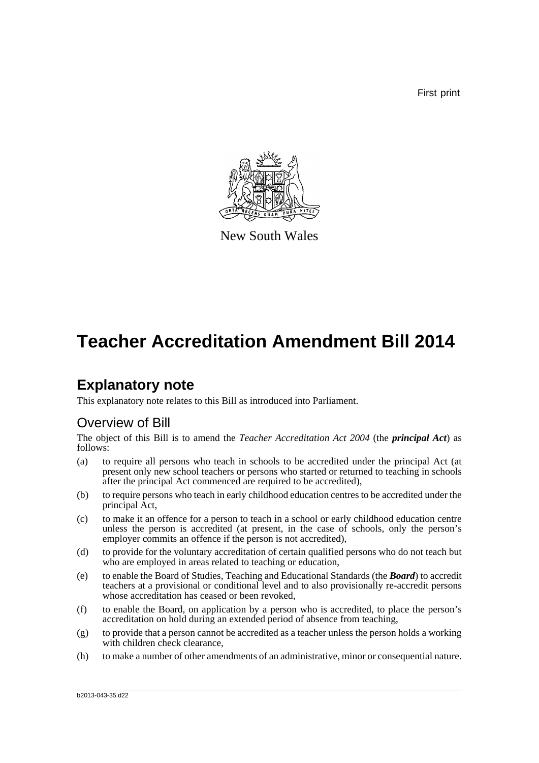First print

New South Wales

# Teacher Accreditation Amendment Bill 2014

## Explanatory note

This explanatory note relates to this Bill as introduced into Parliament.

### Overview of Bill

The object of this Bill is to amend the *Teacher Accreditation Act 2004* (the ***principal Act***) as follows:

(a) to require all persons who teach in schools to be accredited under the principal Act (at present only new school teachers or persons who started or returned to teaching in schools after the principal Act commenced are required to be accredited),

(b) to require persons who teach in early childhood education centres to be accredited under the principal Act,

(c) to make it an offence for a person to teach in a school or early childhood education centre unless the person is accredited (at present, in the case of schools, only the person's employer commits an offence if the person is not accredited),

(d) to provide for the voluntary accreditation of certain qualified persons who do not teach but who are employed in areas related to teaching or education,

(e) to enable the Board of Studies, Teaching and Educational Standards (the ***Board***) to accredit teachers at a provisional or conditional level and to also provisionally re-accredit persons whose accreditation has ceased or been revoked,

(f) to enable the Board, on application by a person who is accredited, to place the person's accreditation on hold during an extended period of absence from teaching,

(g) to provide that a person cannot be accredited as a teacher unless the person holds a working with children check clearance,

(h) to make a number of other amendments of an administrative, minor or consequential nature.

b2013-043-35.d22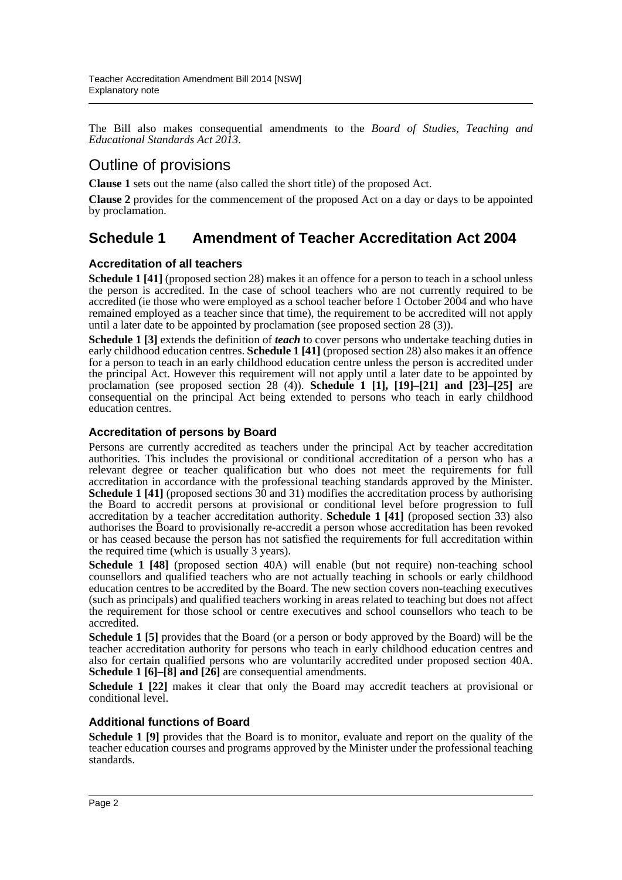The Bill also makes consequential amendments to the *Board of Studies, Teaching and Educational Standards Act 2013*.

# Outline of provisions

**Clause 1** sets out the name (also called the short title) of the proposed Act.

**Clause 2** provides for the commencement of the proposed Act on a day or days to be appointed by proclamation.

## Schedule 1 Amendment of Teacher Accreditation Act 2004

### Accreditation of all teachers

**Schedule 1 [41]** (proposed section 28) makes it an offence for a person to teach in a school unless the person is accredited. In the case of school teachers who are not currently required to be accredited (ie those who were employed as a school teacher before 1 October 2004 and who have remained employed as a teacher since that time), the requirement to be accredited will not apply until a later date to be appointed by proclamation (see proposed section 28 (3)).

**Schedule 1 [3]** extends the definition of ***teach*** to cover persons who undertake teaching duties in early childhood education centres. **Schedule 1 [41]** (proposed section 28) also makes it an offence for a person to teach in an early childhood education centre unless the person is accredited under the principal Act. However this requirement will not apply until a later date to be appointed by proclamation (see proposed section 28 (4)). **Schedule 1 [1], [19]–[21] and [23]–[25]** are consequential on the principal Act being extended to persons who teach in early childhood education centres.

### Accreditation of persons by Board

Persons are currently accredited as teachers under the principal Act by teacher accreditation authorities. This includes the provisional or conditional accreditation of a person who has a relevant degree or teacher qualification but who does not meet the requirements for full accreditation in accordance with the professional teaching standards approved by the Minister. **Schedule 1 [41]** (proposed sections 30 and 31) modifies the accreditation process by authorising the Board to accredit persons at provisional or conditional level before progression to full accreditation by a teacher accreditation authority. **Schedule 1 [41]** (proposed section 33) also authorises the Board to provisionally re-accredit a person whose accreditation has been revoked or has ceased because the person has not satisfied the requirements for full accreditation within the required time (which is usually 3 years).

**Schedule 1 [48]** (proposed section 40A) will enable (but not require) non-teaching school counsellors and qualified teachers who are not actually teaching in schools or early childhood education centres to be accredited by the Board. The new section covers non-teaching executives (such as principals) and qualified teachers working in areas related to teaching but does not affect the requirement for those school or centre executives and school counsellors who teach to be accredited.

**Schedule 1 [5]** provides that the Board (or a person or body approved by the Board) will be the teacher accreditation authority for persons who teach in early childhood education centres and also for certain qualified persons who are voluntarily accredited under proposed section 40A. **Schedule 1 [6]–[8] and [26]** are consequential amendments.

**Schedule 1 [22]** makes it clear that only the Board may accredit teachers at provisional or conditional level.

### Additional functions of Board

**Schedule 1 [9]** provides that the Board is to monitor, evaluate and report on the quality of the teacher education courses and programs approved by the Minister under the professional teaching standards.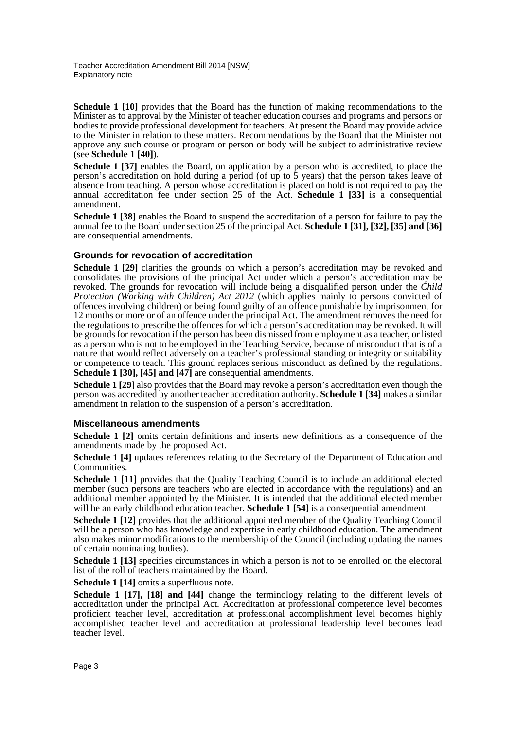**Schedule 1 [10]** provides that the Board has the function of making recommendations to the Minister as to approval by the Minister of teacher education courses and programs and persons or bodies to provide professional development for teachers. At present the Board may provide advice to the Minister in relation to these matters. Recommendations by the Board that the Minister not approve any such course or program or person or body will be subject to administrative review (see **Schedule 1 [40]**).

**Schedule 1 [37]** enables the Board, on application by a person who is accredited, to place the person's accreditation on hold during a period (of up to 5 years) that the person takes leave of absence from teaching. A person whose accreditation is placed on hold is not required to pay the annual accreditation fee under section 25 of the Act. **Schedule 1 [33]** is a consequential amendment.

**Schedule 1 [38]** enables the Board to suspend the accreditation of a person for failure to pay the annual fee to the Board under section 25 of the principal Act. **Schedule 1 [31], [32], [35] and [36]** are consequential amendments.

### Grounds for revocation of accreditation

**Schedule 1 [29]** clarifies the grounds on which a person's accreditation may be revoked and consolidates the provisions of the principal Act under which a person's accreditation may be revoked. The grounds for revocation will include being a disqualified person under the *Child Protection (Working with Children) Act 2012* (which applies mainly to persons convicted of offences involving children) or being found guilty of an offence punishable by imprisonment for 12 months or more or of an offence under the principal Act. The amendment removes the need for the regulations to prescribe the offences for which a person's accreditation may be revoked. It will be grounds for revocation if the person has been dismissed from employment as a teacher, or listed as a person who is not to be employed in the Teaching Service, because of misconduct that is of a nature that would reflect adversely on a teacher's professional standing or integrity or suitability or competence to teach. This ground replaces serious misconduct as defined by the regulations. **Schedule 1 [30], [45] and [47]** are consequential amendments.

**Schedule 1 [29**] also provides that the Board may revoke a person's accreditation even though the person was accredited by another teacher accreditation authority. **Schedule 1 [34]** makes a similar amendment in relation to the suspension of a person's accreditation.

### Miscellaneous amendments

**Schedule 1 [2]** omits certain definitions and inserts new definitions as a consequence of the amendments made by the proposed Act.

**Schedule 1 [4]** updates references relating to the Secretary of the Department of Education and Communities.

**Schedule 1 [11]** provides that the Quality Teaching Council is to include an additional elected member (such persons are teachers who are elected in accordance with the regulations) and an additional member appointed by the Minister. It is intended that the additional elected member will be an early childhood education teacher. **Schedule 1 [54]** is a consequential amendment.

**Schedule 1 [12]** provides that the additional appointed member of the Quality Teaching Council will be a person who has knowledge and expertise in early childhood education. The amendment also makes minor modifications to the membership of the Council (including updating the names of certain nominating bodies).

**Schedule 1 [13]** specifies circumstances in which a person is not to be enrolled on the electoral list of the roll of teachers maintained by the Board.

**Schedule 1 [14]** omits a superfluous note.

**Schedule 1 [17], [18] and [44]** change the terminology relating to the different levels of accreditation under the principal Act. Accreditation at professional competence level becomes proficient teacher level, accreditation at professional accomplishment level becomes highly accomplished teacher level and accreditation at professional leadership level becomes lead teacher level.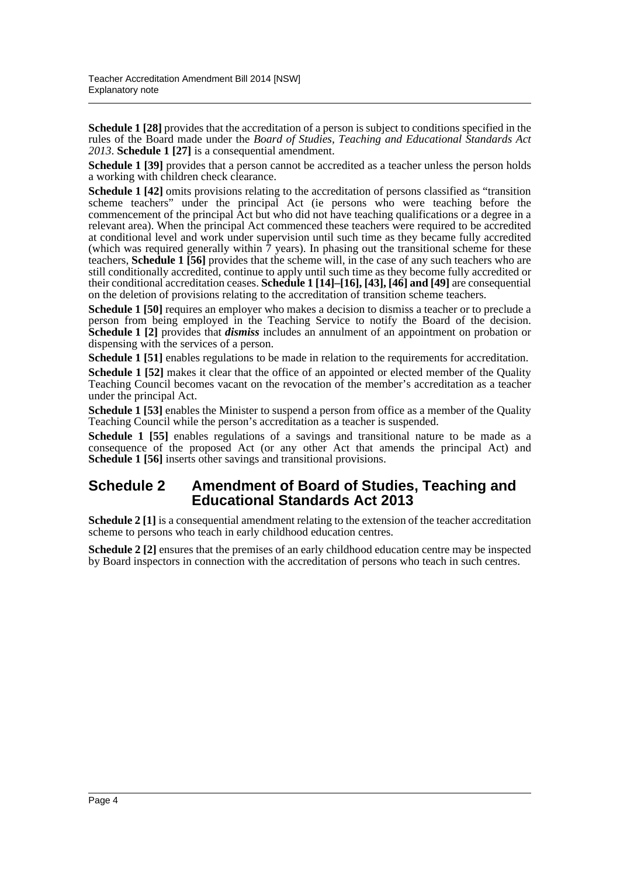**Schedule 1 [28]** provides that the accreditation of a person is subject to conditions specified in the rules of the Board made under the *Board of Studies, Teaching and Educational Standards Act 2013*. **Schedule 1 [27]** is a consequential amendment.

**Schedule 1 [39]** provides that a person cannot be accredited as a teacher unless the person holds a working with children check clearance.

**Schedule 1 [42]** omits provisions relating to the accreditation of persons classified as "transition scheme teachers" under the principal Act (ie persons who were teaching before the commencement of the principal Act but who did not have teaching qualifications or a degree in a relevant area). When the principal Act commenced these teachers were required to be accredited at conditional level and work under supervision until such time as they became fully accredited (which was required generally within 7 years). In phasing out the transitional scheme for these teachers, **Schedule 1 [56]** provides that the scheme will, in the case of any such teachers who are still conditionally accredited, continue to apply until such time as they become fully accredited or their conditional accreditation ceases. **Schedule 1 [14]–[16], [43], [46] and [49]** are consequential on the deletion of provisions relating to the accreditation of transition scheme teachers.

**Schedule 1 [50]** requires an employer who makes a decision to dismiss a teacher or to preclude a person from being employed in the Teaching Service to notify the Board of the decision. **Schedule 1 [2]** provides that ***dismiss*** includes an annulment of an appointment on probation or dispensing with the services of a person.

**Schedule 1 [51]** enables regulations to be made in relation to the requirements for accreditation.

**Schedule 1 [52]** makes it clear that the office of an appointed or elected member of the Quality Teaching Council becomes vacant on the revocation of the member's accreditation as a teacher under the principal Act.

**Schedule 1 [53]** enables the Minister to suspend a person from office as a member of the Quality Teaching Council while the person's accreditation as a teacher is suspended.

**Schedule 1 [55]** enables regulations of a savings and transitional nature to be made as a consequence of the proposed Act (or any other Act that amends the principal Act) and **Schedule 1 [56]** inserts other savings and transitional provisions.

## Schedule 2 Amendment of Board of Studies, Teaching and Educational Standards Act 2013

**Schedule 2 [1]** is a consequential amendment relating to the extension of the teacher accreditation scheme to persons who teach in early childhood education centres.

**Schedule 2 [2]** ensures that the premises of an early childhood education centre may be inspected by Board inspectors in connection with the accreditation of persons who teach in such centres.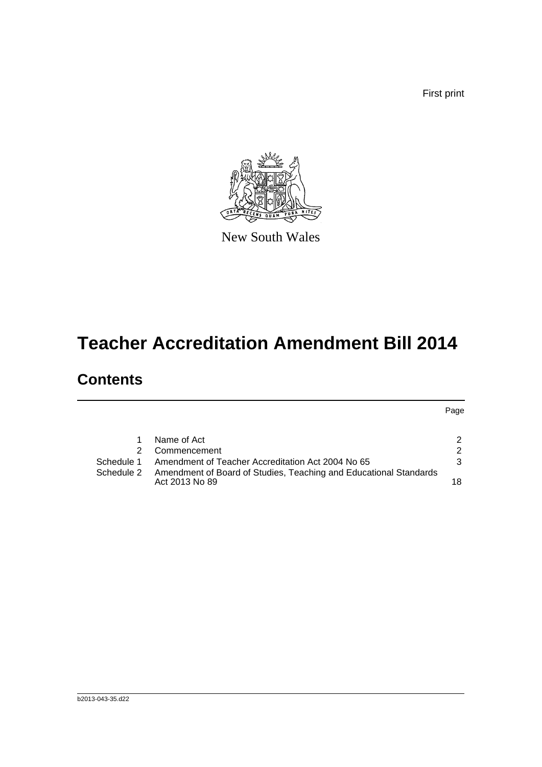First print

New South Wales

# Teacher Accreditation Amendment Bill 2014

## Contents

| | | Page |
|---|---|---|
| 1 | Name of Act | 2 |
| 2 | Commencement | 2 |
| Schedule 1 | Amendment of Teacher Accreditation Act 2004 No 65 | 3 |
| Schedule 2 | Amendment of Board of Studies, Teaching and Educational Standards Act 2013 No 89 | 18 |

b2013-043-35.d22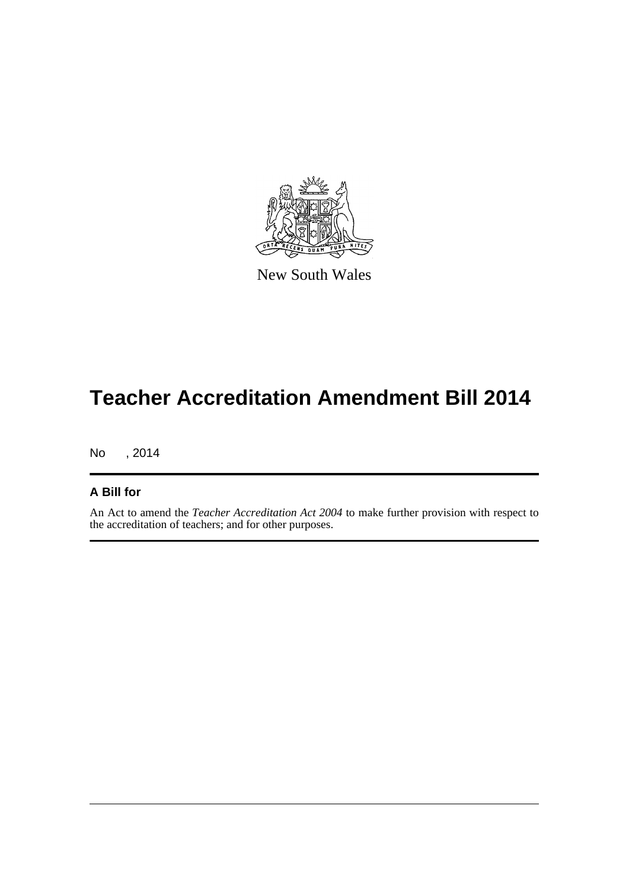New South Wales

# Teacher Accreditation Amendment Bill 2014

No , 2014

## A Bill for

An Act to amend the *Teacher Accreditation Act 2004* to make further provision with respect to the accreditation of teachers; and for other purposes.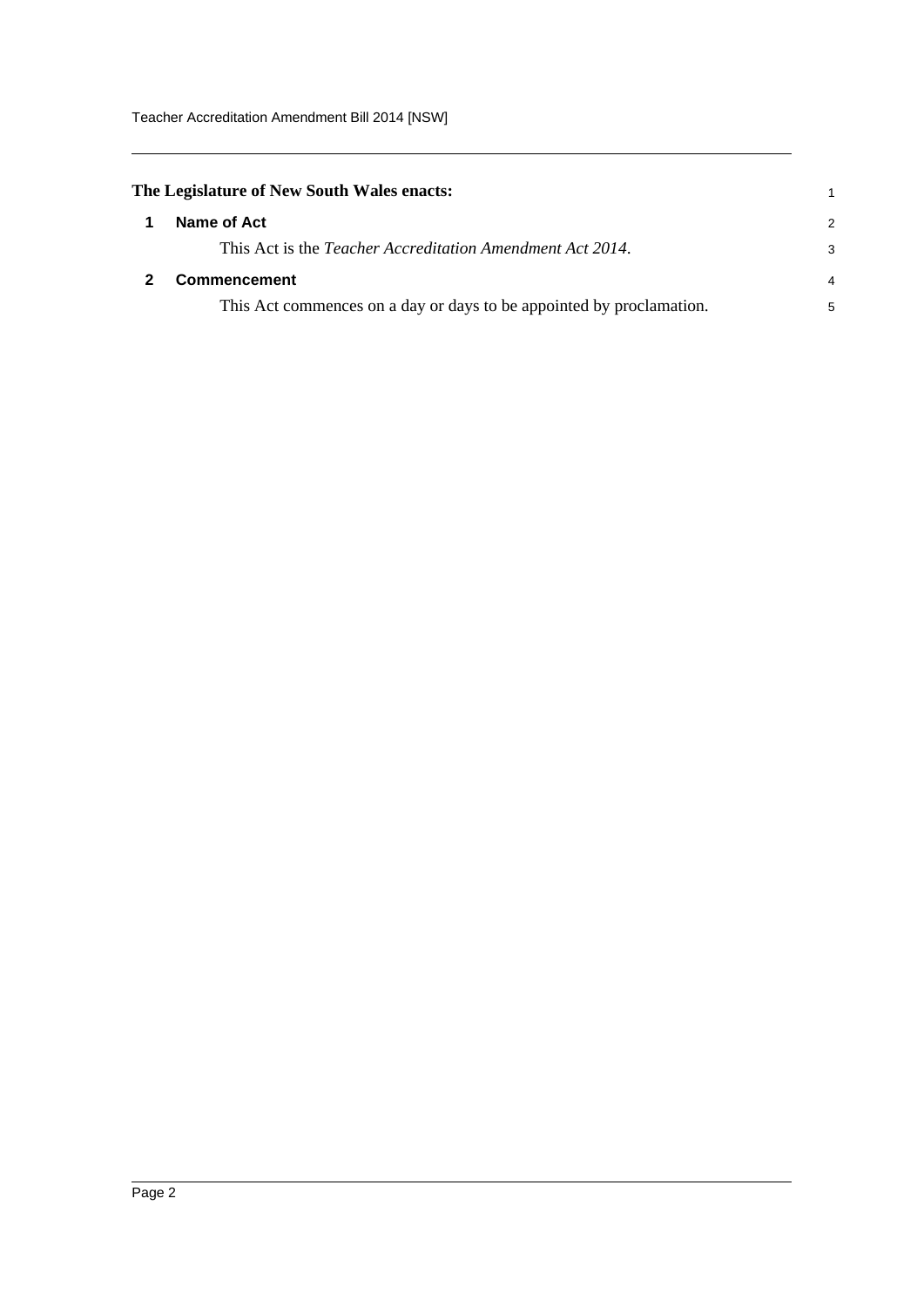**The Legislature of New South Wales enacts:**

## 1 Name of Act

This Act is the *Teacher Accreditation Amendment Act 2014*.

## 2 Commencement

This Act commences on a day or days to be appointed by proclamation.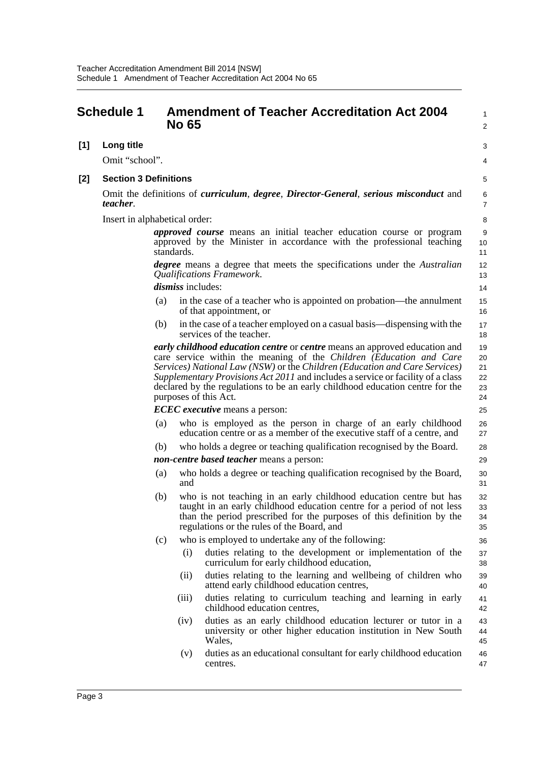## Schedule 1 Amendment of Teacher Accreditation Act 2004 No 65

### [1] Long title

Omit "school".

### [2] Section 3 Definitions

Omit the definitions of ***curriculum***, ***degree***, ***Director-General***, ***serious misconduct*** and ***teacher***.

Insert in alphabetical order:

***approved course*** means an initial teacher education course or program approved by the Minister in accordance with the professional teaching standards.

***degree*** means a degree that meets the specifications under the *Australian Qualifications Framework*.

***dismiss*** includes:

(a) in the case of a teacher who is appointed on probation—the annulment of that appointment, or

(b) in the case of a teacher employed on a casual basis—dispensing with the services of the teacher.

***early childhood education centre*** or ***centre*** means an approved education and care service within the meaning of the *Children (Education and Care Services) National Law (NSW)* or the *Children (Education and Care Services) Supplementary Provisions Act 2011* and includes a service or facility of a class declared by the regulations to be an early childhood education centre for the purposes of this Act.

***ECEC executive*** means a person:

(a) who is employed as the person in charge of an early childhood education centre or as a member of the executive staff of a centre, and

(b) who holds a degree or teaching qualification recognised by the Board.

***non-centre based teacher*** means a person:

(a) who holds a degree or teaching qualification recognised by the Board, and

(b) who is not teaching in an early childhood education centre but has taught in an early childhood education centre for a period of not less than the period prescribed for the purposes of this definition by the regulations or the rules of the Board, and

(c) who is employed to undertake any of the following:

(i) duties relating to the development or implementation of the curriculum for early childhood education,

(ii) duties relating to the learning and wellbeing of children who attend early childhood education centres,

(iii) duties relating to curriculum teaching and learning in early childhood education centres,

(iv) duties as an early childhood education lecturer or tutor in a university or other higher education institution in New South Wales,

(v) duties as an educational consultant for early childhood education centres.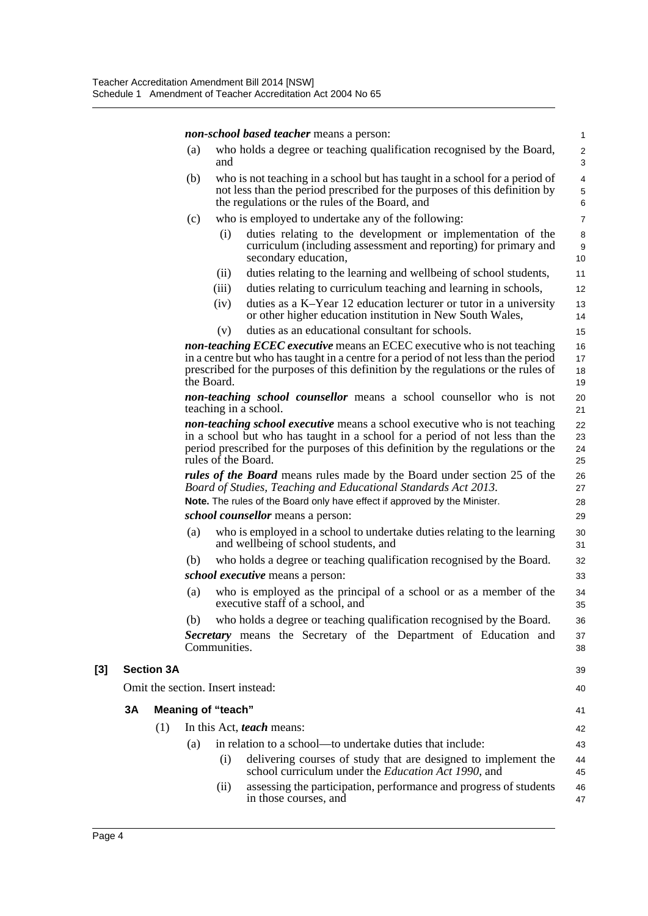***non-school based teacher*** means a person:

(a) who holds a degree or teaching qualification recognised by the Board, and

(b) who is not teaching in a school but has taught in a school for a period of not less than the period prescribed for the purposes of this definition by the regulations or the rules of the Board, and

(c) who is employed to undertake any of the following:

(i) duties relating to the development or implementation of the curriculum (including assessment and reporting) for primary and secondary education,

(ii) duties relating to the learning and wellbeing of school students,

(iii) duties relating to curriculum teaching and learning in schools,

(iv) duties as a K–Year 12 education lecturer or tutor in a university or other higher education institution in New South Wales,

(v) duties as an educational consultant for schools.

***non-teaching ECEC executive*** means an ECEC executive who is not teaching in a centre but who has taught in a centre for a period of not less than the period prescribed for the purposes of this definition by the regulations or the rules of the Board.

***non-teaching school counsellor*** means a school counsellor who is not teaching in a school.

***non-teaching school executive*** means a school executive who is not teaching in a school but who has taught in a school for a period of not less than the period prescribed for the purposes of this definition by the regulations or the rules of the Board.

***rules of the Board*** means rules made by the Board under section 25 of the *Board of Studies, Teaching and Educational Standards Act 2013*.

**Note.** The rules of the Board only have effect if approved by the Minister.

***school counsellor*** means a person:

(a) who is employed in a school to undertake duties relating to the learning and wellbeing of school students, and

(b) who holds a degree or teaching qualification recognised by the Board.

***school executive*** means a person:

(a) who is employed as the principal of a school or as a member of the executive staff of a school, and

(b) who holds a degree or teaching qualification recognised by the Board.

***Secretary*** means the Secretary of the Department of Education and Communities.

**[3] Section 3A**

Omit the section. Insert instead:

**3A Meaning of "teach"**

(1) In this Act, ***teach*** means:

(a) in relation to a school—to undertake duties that include:

(i) delivering courses of study that are designed to implement the school curriculum under the *Education Act 1990*, and

(ii) assessing the participation, performance and progress of students in those courses, and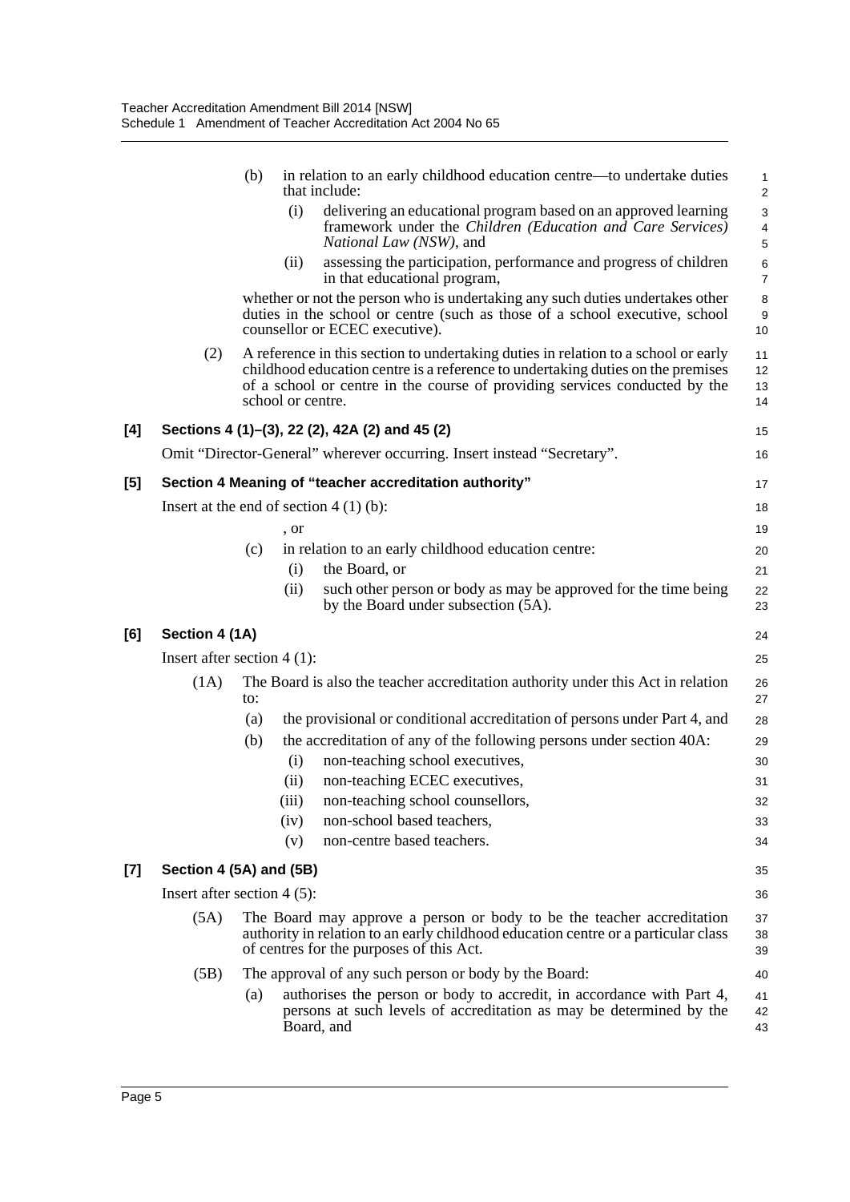(b) in relation to an early childhood education centre—to undertake duties that include:

(i) delivering an educational program based on an approved learning framework under the *Children (Education and Care Services) National Law (NSW)*, and

(ii) assessing the participation, performance and progress of children in that educational program,

whether or not the person who is undertaking any such duties undertakes other duties in the school or centre (such as those of a school executive, school counsellor or ECEC executive).

(2) A reference in this section to undertaking duties in relation to a school or early childhood education centre is a reference to undertaking duties on the premises of a school or centre in the course of providing services conducted by the school or centre.

### [4] Sections 4 (1)–(3), 22 (2), 42A (2) and 45 (2)

Omit "Director-General" wherever occurring. Insert instead "Secretary".

### [5] Section 4 Meaning of "teacher accreditation authority"

Insert at the end of section 4 (1) (b):

, or

(c) in relation to an early childhood education centre:

(i) the Board, or

(ii) such other person or body as may be approved for the time being by the Board under subsection (5A).

### [6] Section 4 (1A)

Insert after section 4 (1):

(1A) The Board is also the teacher accreditation authority under this Act in relation to:

(a) the provisional or conditional accreditation of persons under Part 4, and

(b) the accreditation of any of the following persons under section 40A:

(i) non-teaching school executives,

(ii) non-teaching ECEC executives,

(iii) non-teaching school counsellors,

(iv) non-school based teachers,

(v) non-centre based teachers.

### [7] Section 4 (5A) and (5B)

Insert after section 4 (5):

(5A) The Board may approve a person or body to be the teacher accreditation authority in relation to an early childhood education centre or a particular class of centres for the purposes of this Act.

(5B) The approval of any such person or body by the Board:

(a) authorises the person or body to accredit, in accordance with Part 4, persons at such levels of accreditation as may be determined by the Board, and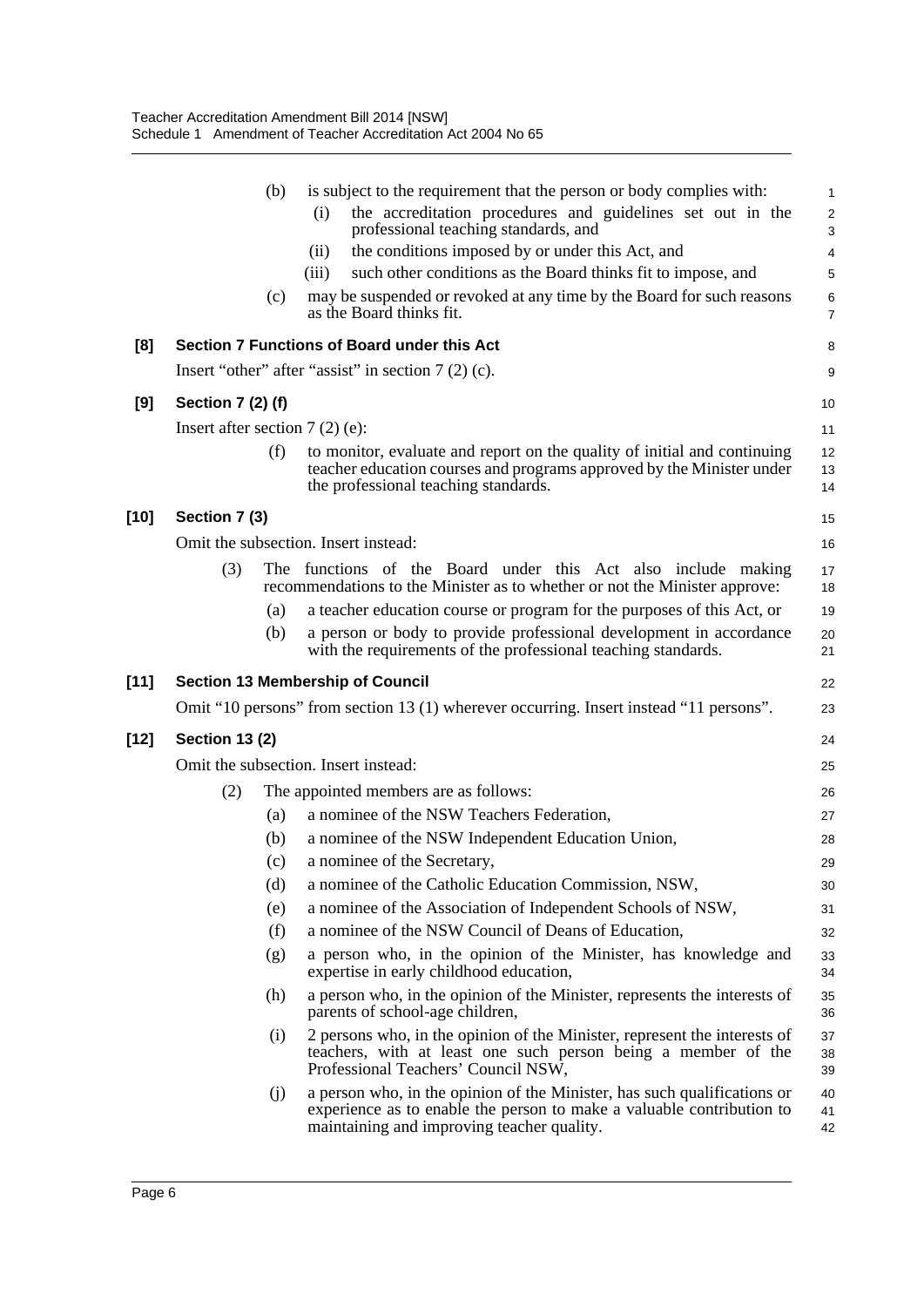(b) is subject to the requirement that the person or body complies with:

(i) the accreditation procedures and guidelines set out in the professional teaching standards, and

(ii) the conditions imposed by or under this Act, and

(iii) such other conditions as the Board thinks fit to impose, and

(c) may be suspended or revoked at any time by the Board for such reasons as the Board thinks fit.

**[8] Section 7 Functions of Board under this Act**

Insert "other" after "assist" in section 7 (2) (c).

**[9] Section 7 (2) (f)**

Insert after section 7 (2) (e):

(f) to monitor, evaluate and report on the quality of initial and continuing teacher education courses and programs approved by the Minister under the professional teaching standards.

**[10] Section 7 (3)**

Omit the subsection. Insert instead:

(3) The functions of the Board under this Act also include making recommendations to the Minister as to whether or not the Minister approve:

(a) a teacher education course or program for the purposes of this Act, or

(b) a person or body to provide professional development in accordance with the requirements of the professional teaching standards.

**[11] Section 13 Membership of Council**

Omit "10 persons" from section 13 (1) wherever occurring. Insert instead "11 persons".

**[12] Section 13 (2)**

Omit the subsection. Insert instead:

(2) The appointed members are as follows:

(a) a nominee of the NSW Teachers Federation,

(b) a nominee of the NSW Independent Education Union,

(c) a nominee of the Secretary,

(d) a nominee of the Catholic Education Commission, NSW,

(e) a nominee of the Association of Independent Schools of NSW,

(f) a nominee of the NSW Council of Deans of Education,

(g) a person who, in the opinion of the Minister, has knowledge and expertise in early childhood education,

(h) a person who, in the opinion of the Minister, represents the interests of parents of school-age children,

(i) 2 persons who, in the opinion of the Minister, represent the interests of teachers, with at least one such person being a member of the Professional Teachers' Council NSW,

(j) a person who, in the opinion of the Minister, has such qualifications or experience as to enable the person to make a valuable contribution to maintaining and improving teacher quality.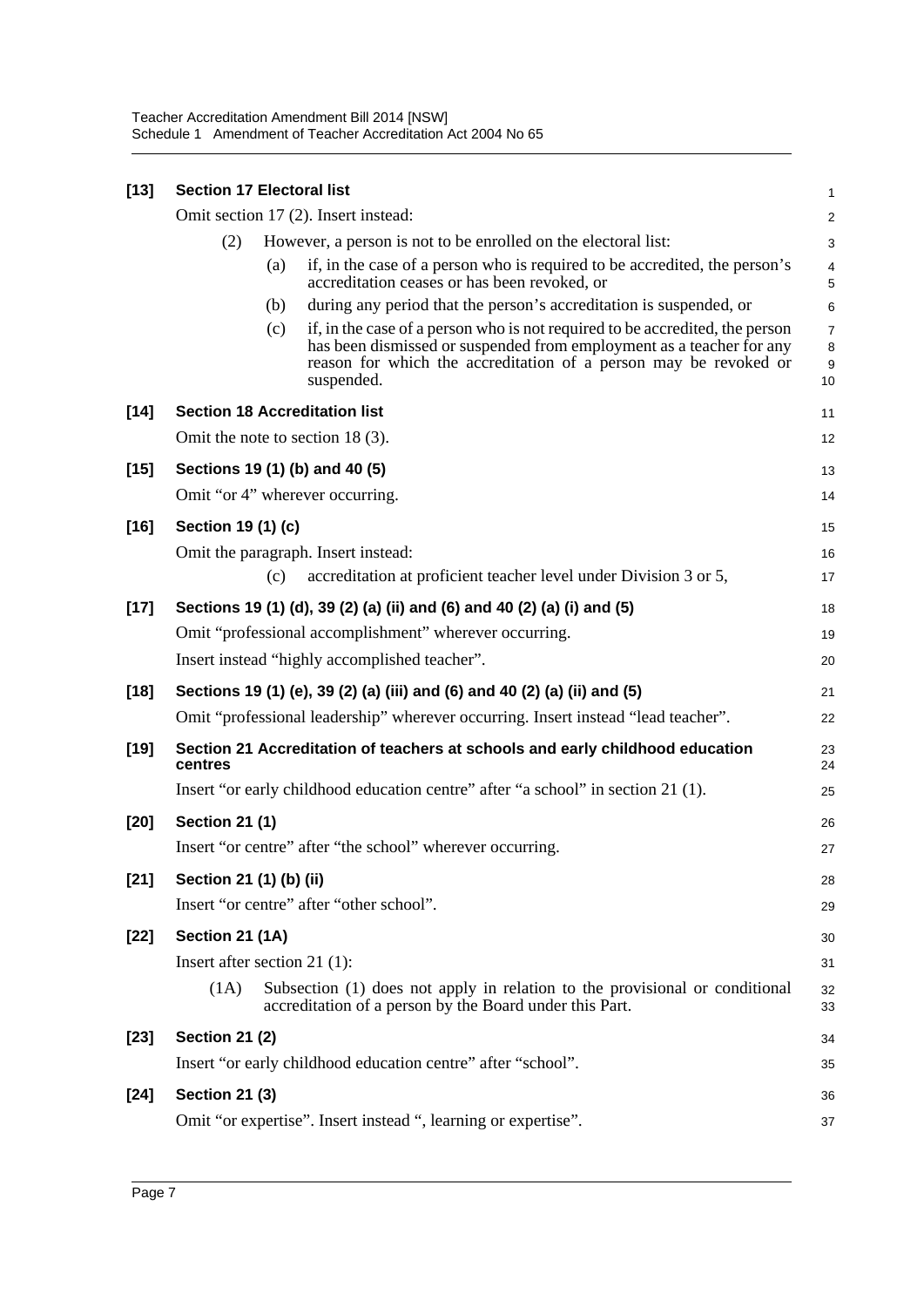**[13] Section 17 Electoral list**

Omit section 17 (2). Insert instead:

(2) However, a person is not to be enrolled on the electoral list:

(a) if, in the case of a person who is required to be accredited, the person's accreditation ceases or has been revoked, or

(b) during any period that the person's accreditation is suspended, or

(c) if, in the case of a person who is not required to be accredited, the person has been dismissed or suspended from employment as a teacher for any reason for which the accreditation of a person may be revoked or suspended.

**[14] Section 18 Accreditation list**

Omit the note to section 18 (3).

**[15] Sections 19 (1) (b) and 40 (5)**

Omit "or 4" wherever occurring.

**[16] Section 19 (1) (c)**

Omit the paragraph. Insert instead:

(c) accreditation at proficient teacher level under Division 3 or 5,

**[17] Sections 19 (1) (d), 39 (2) (a) (ii) and (6) and 40 (2) (a) (i) and (5)**

Omit "professional accomplishment" wherever occurring.

Insert instead "highly accomplished teacher".

**[18] Sections 19 (1) (e), 39 (2) (a) (iii) and (6) and 40 (2) (a) (ii) and (5)**

Omit "professional leadership" wherever occurring. Insert instead "lead teacher".

**[19] Section 21 Accreditation of teachers at schools and early childhood education centres**

Insert "or early childhood education centre" after "a school" in section 21 (1).

**[20] Section 21 (1)**

Insert "or centre" after "the school" wherever occurring.

**[21] Section 21 (1) (b) (ii)**

Insert "or centre" after "other school".

**[22] Section 21 (1A)**

Insert after section 21 (1):

(1A) Subsection (1) does not apply in relation to the provisional or conditional accreditation of a person by the Board under this Part.

**[23] Section 21 (2)**

Insert "or early childhood education centre" after "school".

**[24] Section 21 (3)**

Omit "or expertise". Insert instead ", learning or expertise".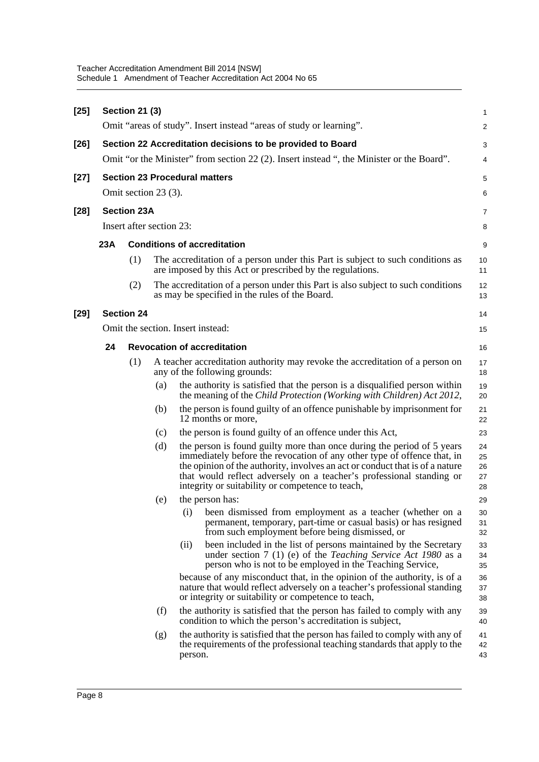**[25] Section 21 (3)**

Omit "areas of study". Insert instead "areas of study or learning".

**[26] Section 22 Accreditation decisions to be provided to Board**

Omit "or the Minister" from section 22 (2). Insert instead ", the Minister or the Board".

**[27] Section 23 Procedural matters**

Omit section 23 (3).

**[28] Section 23A**

Insert after section 23:

**23A Conditions of accreditation**

(1) The accreditation of a person under this Part is subject to such conditions as are imposed by this Act or prescribed by the regulations.

(2) The accreditation of a person under this Part is also subject to such conditions as may be specified in the rules of the Board.

**[29] Section 24**

Omit the section. Insert instead:

**24 Revocation of accreditation**

(1) A teacher accreditation authority may revoke the accreditation of a person on any of the following grounds:

(a) the authority is satisfied that the person is a disqualified person within the meaning of the *Child Protection (Working with Children) Act 2012*,

(b) the person is found guilty of an offence punishable by imprisonment for 12 months or more,

(c) the person is found guilty of an offence under this Act,

(d) the person is found guilty more than once during the period of 5 years immediately before the revocation of any other type of offence that, in the opinion of the authority, involves an act or conduct that is of a nature that would reflect adversely on a teacher's professional standing or integrity or suitability or competence to teach,

(e) the person has:

(i) been dismissed from employment as a teacher (whether on a permanent, temporary, part-time or casual basis) or has resigned from such employment before being dismissed, or

(ii) been included in the list of persons maintained by the Secretary under section 7 (1) (e) of the *Teaching Service Act 1980* as a person who is not to be employed in the Teaching Service,

because of any misconduct that, in the opinion of the authority, is of a nature that would reflect adversely on a teacher's professional standing or integrity or suitability or competence to teach,

(f) the authority is satisfied that the person has failed to comply with any condition to which the person's accreditation is subject,

(g) the authority is satisfied that the person has failed to comply with any of the requirements of the professional teaching standards that apply to the person.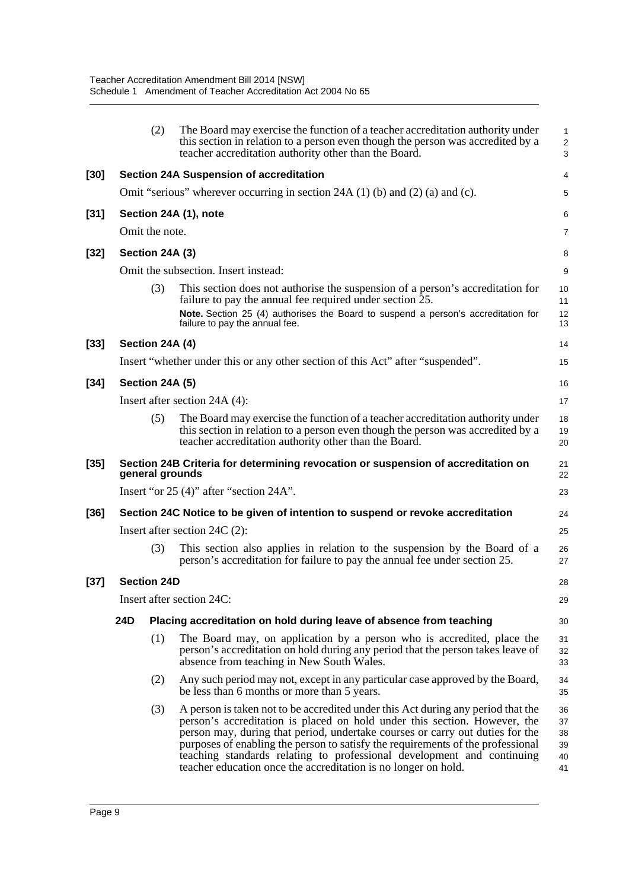(2) The Board may exercise the function of a teacher accreditation authority under this section in relation to a person even though the person was accredited by a teacher accreditation authority other than the Board.

**[30] Section 24A Suspension of accreditation**

Omit "serious" wherever occurring in section 24A (1) (b) and (2) (a) and (c).

**[31] Section 24A (1), note**

Omit the note.

**[32] Section 24A (3)**

Omit the subsection. Insert instead:

(3) This section does not authorise the suspension of a person's accreditation for failure to pay the annual fee required under section 25.

**Note.** Section 25 (4) authorises the Board to suspend a person's accreditation for failure to pay the annual fee.

**[33] Section 24A (4)**

Insert "whether under this or any other section of this Act" after "suspended".

**[34] Section 24A (5)**

Insert after section 24A (4):

(5) The Board may exercise the function of a teacher accreditation authority under this section in relation to a person even though the person was accredited by a teacher accreditation authority other than the Board.

**[35] Section 24B Criteria for determining revocation or suspension of accreditation on general grounds**

Insert "or 25 (4)" after "section 24A".

**[36] Section 24C Notice to be given of intention to suspend or revoke accreditation**

Insert after section 24C (2):

(3) This section also applies in relation to the suspension by the Board of a person's accreditation for failure to pay the annual fee under section 25.

**[37] Section 24D**

Insert after section 24C:

**24D Placing accreditation on hold during leave of absence from teaching**

(1) The Board may, on application by a person who is accredited, place the person's accreditation on hold during any period that the person takes leave of absence from teaching in New South Wales.

(2) Any such period may not, except in any particular case approved by the Board, be less than 6 months or more than 5 years.

(3) A person is taken not to be accredited under this Act during any period that the person's accreditation is placed on hold under this section. However, the person may, during that period, undertake courses or carry out duties for the purposes of enabling the person to satisfy the requirements of the professional teaching standards relating to professional development and continuing teacher education once the accreditation is no longer on hold.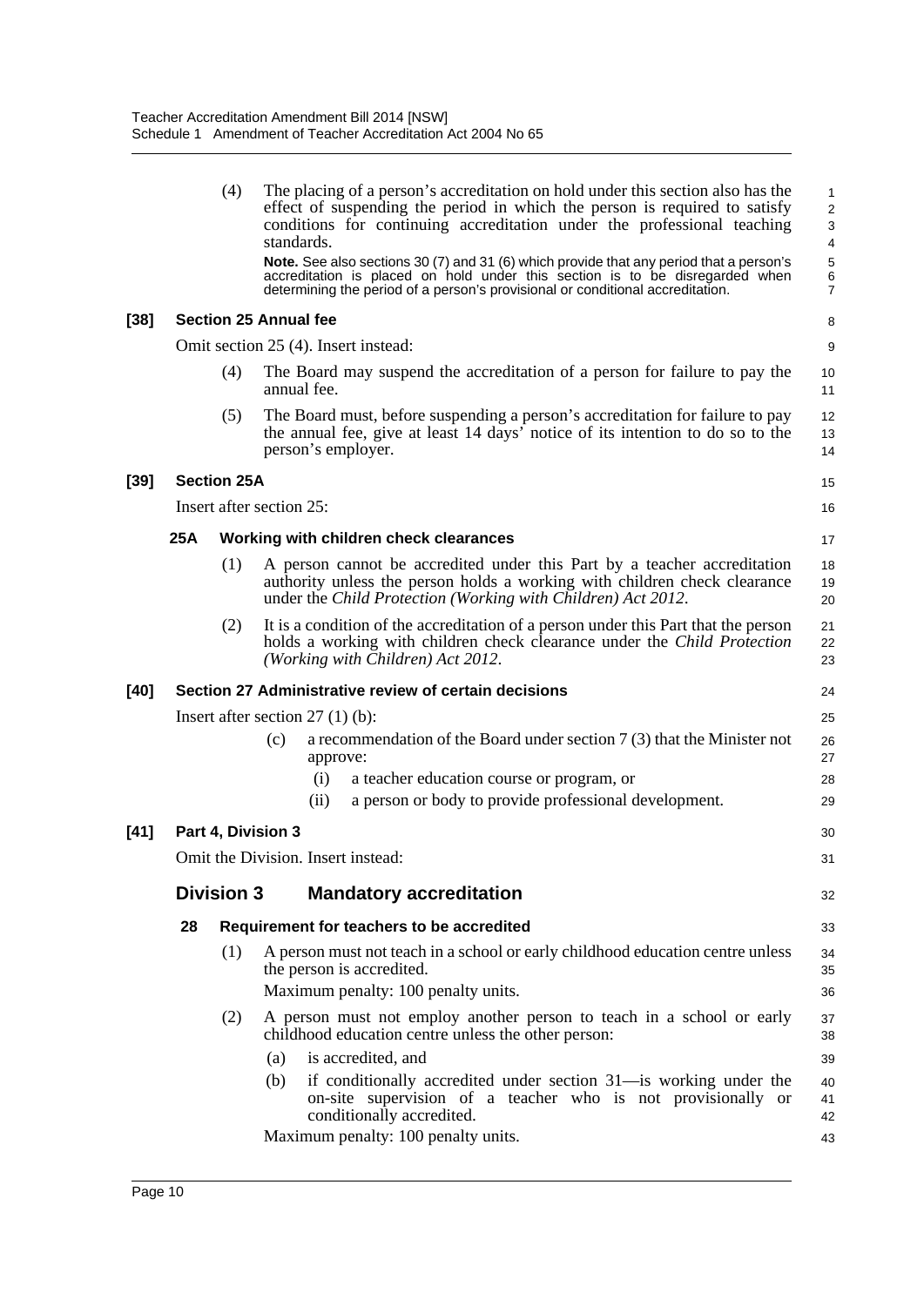(4) The placing of a person's accreditation on hold under this section also has the effect of suspending the period in which the person is required to satisfy conditions for continuing accreditation under the professional teaching standards.

**Note.** See also sections 30 (7) and 31 (6) which provide that any period that a person's accreditation is placed on hold under this section is to be disregarded when determining the period of a person's provisional or conditional accreditation.

**[38] Section 25 Annual fee**

Omit section 25 (4). Insert instead:

(4) The Board may suspend the accreditation of a person for failure to pay the annual fee.

(5) The Board must, before suspending a person's accreditation for failure to pay the annual fee, give at least 14 days' notice of its intention to do so to the person's employer.

**[39] Section 25A**

Insert after section 25:

**25A Working with children check clearances**

(1) A person cannot be accredited under this Part by a teacher accreditation authority unless the person holds a working with children check clearance under the *Child Protection (Working with Children) Act 2012*.

(2) It is a condition of the accreditation of a person under this Part that the person holds a working with children check clearance under the *Child Protection (Working with Children) Act 2012*.

**[40] Section 27 Administrative review of certain decisions**

Insert after section 27 (1) (b):

(c) a recommendation of the Board under section 7 (3) that the Minister not approve:

(i) a teacher education course or program, or

(ii) a person or body to provide professional development.

**[41] Part 4, Division 3**

Omit the Division. Insert instead:

## Division 3 Mandatory accreditation

**28 Requirement for teachers to be accredited**

(1) A person must not teach in a school or early childhood education centre unless the person is accredited.

Maximum penalty: 100 penalty units.

(2) A person must not employ another person to teach in a school or early childhood education centre unless the other person:

(a) is accredited, and

(b) if conditionally accredited under section 31—is working under the on-site supervision of a teacher who is not provisionally or conditionally accredited.

Maximum penalty: 100 penalty units.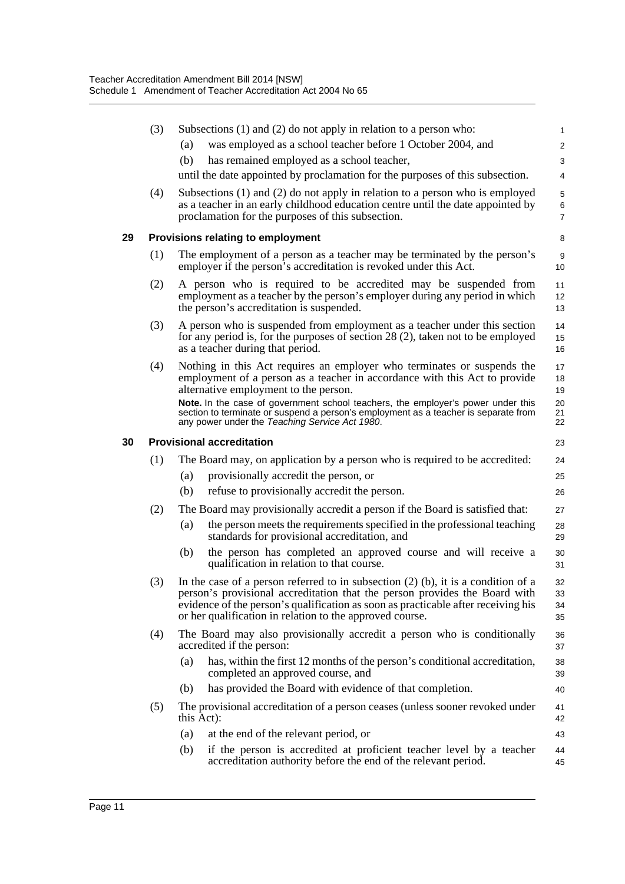(3) Subsections (1) and (2) do not apply in relation to a person who:

   (a) was employed as a school teacher before 1 October 2004, and

   (b) has remained employed as a school teacher,

   until the date appointed by proclamation for the purposes of this subsection.

(4) Subsections (1) and (2) do not apply in relation to a person who is employed as a teacher in an early childhood education centre until the date appointed by proclamation for the purposes of this subsection.

### 29 Provisions relating to employment

(1) The employment of a person as a teacher may be terminated by the person's employer if the person's accreditation is revoked under this Act.

(2) A person who is required to be accredited may be suspended from employment as a teacher by the person's employer during any period in which the person's accreditation is suspended.

(3) A person who is suspended from employment as a teacher under this section for any period is, for the purposes of section 28 (2), taken not to be employed as a teacher during that period.

(4) Nothing in this Act requires an employer who terminates or suspends the employment of a person as a teacher in accordance with this Act to provide alternative employment to the person.

**Note.** In the case of government school teachers, the employer's power under this section to terminate or suspend a person's employment as a teacher is separate from any power under the *Teaching Service Act 1980*.

### 30 Provisional accreditation

(1) The Board may, on application by a person who is required to be accredited:

   (a) provisionally accredit the person, or

   (b) refuse to provisionally accredit the person.

(2) The Board may provisionally accredit a person if the Board is satisfied that:

   (a) the person meets the requirements specified in the professional teaching standards for provisional accreditation, and

   (b) the person has completed an approved course and will receive a qualification in relation to that course.

(3) In the case of a person referred to in subsection (2) (b), it is a condition of a person's provisional accreditation that the person provides the Board with evidence of the person's qualification as soon as practicable after receiving his or her qualification in relation to the approved course.

(4) The Board may also provisionally accredit a person who is conditionally accredited if the person:

   (a) has, within the first 12 months of the person's conditional accreditation, completed an approved course, and

   (b) has provided the Board with evidence of that completion.

(5) The provisional accreditation of a person ceases (unless sooner revoked under this Act):

   (a) at the end of the relevant period, or

   (b) if the person is accredited at proficient teacher level by a teacher accreditation authority before the end of the relevant period.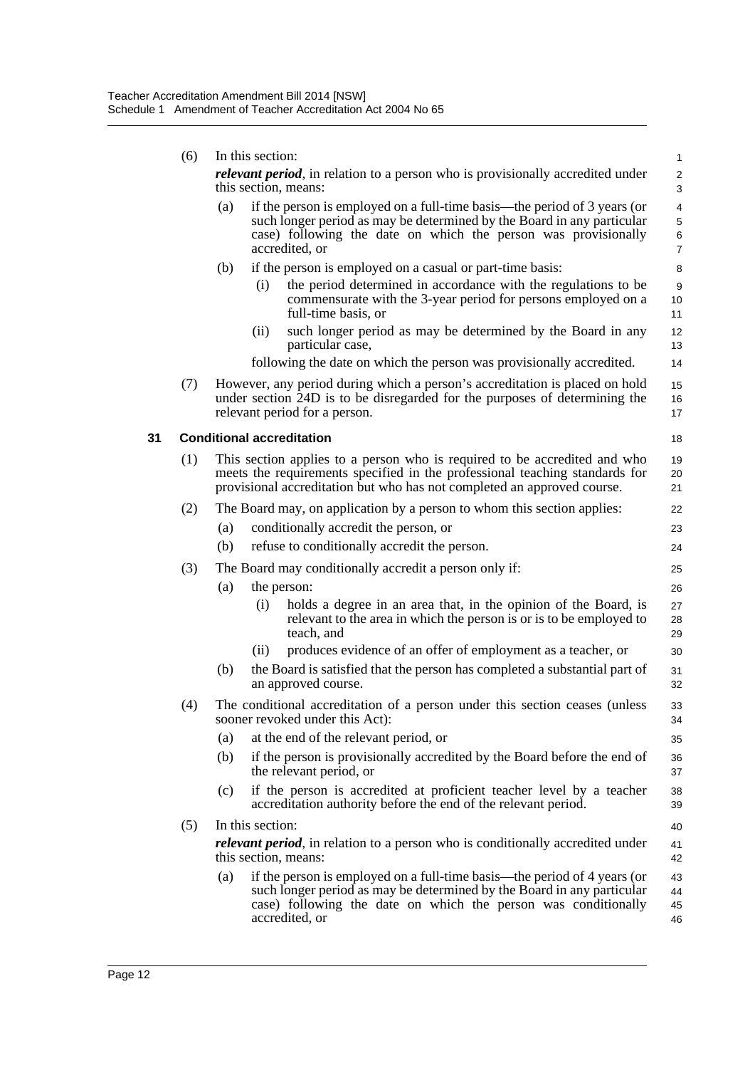(6) In this section:

***relevant period***, in relation to a person who is provisionally accredited under this section, means:

(a) if the person is employed on a full-time basis—the period of 3 years (or such longer period as may be determined by the Board in any particular case) following the date on which the person was provisionally accredited, or

(b) if the person is employed on a casual or part-time basis:

(i) the period determined in accordance with the regulations to be commensurate with the 3-year period for persons employed on a full-time basis, or

(ii) such longer period as may be determined by the Board in any particular case,

following the date on which the person was provisionally accredited.

(7) However, any period during which a person's accreditation is placed on hold under section 24D is to be disregarded for the purposes of determining the relevant period for a person.

### 31 Conditional accreditation

(1) This section applies to a person who is required to be accredited and who meets the requirements specified in the professional teaching standards for provisional accreditation but who has not completed an approved course.

(2) The Board may, on application by a person to whom this section applies:

(a) conditionally accredit the person, or

(b) refuse to conditionally accredit the person.

(3) The Board may conditionally accredit a person only if:

(a) the person:

(i) holds a degree in an area that, in the opinion of the Board, is relevant to the area in which the person is or is to be employed to teach, and

(ii) produces evidence of an offer of employment as a teacher, or

(b) the Board is satisfied that the person has completed a substantial part of an approved course.

(4) The conditional accreditation of a person under this section ceases (unless sooner revoked under this Act):

(a) at the end of the relevant period, or

(b) if the person is provisionally accredited by the Board before the end of the relevant period, or

(c) if the person is accredited at proficient teacher level by a teacher accreditation authority before the end of the relevant period.

(5) In this section:

***relevant period***, in relation to a person who is conditionally accredited under this section, means:

(a) if the person is employed on a full-time basis—the period of 4 years (or such longer period as may be determined by the Board in any particular case) following the date on which the person was conditionally accredited, or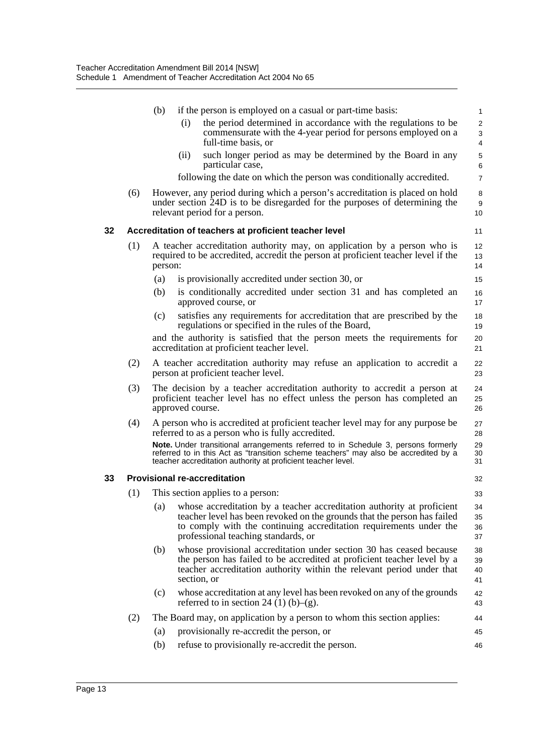(b) if the person is employed on a casual or part-time basis:

(i) the period determined in accordance with the regulations to be commensurate with the 4-year period for persons employed on a full-time basis, or

(ii) such longer period as may be determined by the Board in any particular case,

following the date on which the person was conditionally accredited.

(6) However, any period during which a person's accreditation is placed on hold under section 24D is to be disregarded for the purposes of determining the relevant period for a person.

### 32 Accreditation of teachers at proficient teacher level

(1) A teacher accreditation authority may, on application by a person who is required to be accredited, accredit the person at proficient teacher level if the person:

(a) is provisionally accredited under section 30, or

(b) is conditionally accredited under section 31 and has completed an approved course, or

(c) satisfies any requirements for accreditation that are prescribed by the regulations or specified in the rules of the Board,

and the authority is satisfied that the person meets the requirements for accreditation at proficient teacher level.

(2) A teacher accreditation authority may refuse an application to accredit a person at proficient teacher level.

(3) The decision by a teacher accreditation authority to accredit a person at proficient teacher level has no effect unless the person has completed an approved course.

(4) A person who is accredited at proficient teacher level may for any purpose be referred to as a person who is fully accredited.

**Note.** Under transitional arrangements referred to in Schedule 3, persons formerly referred to in this Act as "transition scheme teachers" may also be accredited by a teacher accreditation authority at proficient teacher level.

### 33 Provisional re-accreditation

(1) This section applies to a person:

(a) whose accreditation by a teacher accreditation authority at proficient teacher level has been revoked on the grounds that the person has failed to comply with the continuing accreditation requirements under the professional teaching standards, or

(b) whose provisional accreditation under section 30 has ceased because the person has failed to be accredited at proficient teacher level by a teacher accreditation authority within the relevant period under that section, or

(c) whose accreditation at any level has been revoked on any of the grounds referred to in section 24 (1) (b)–(g).

(2) The Board may, on application by a person to whom this section applies:

(a) provisionally re-accredit the person, or

(b) refuse to provisionally re-accredit the person.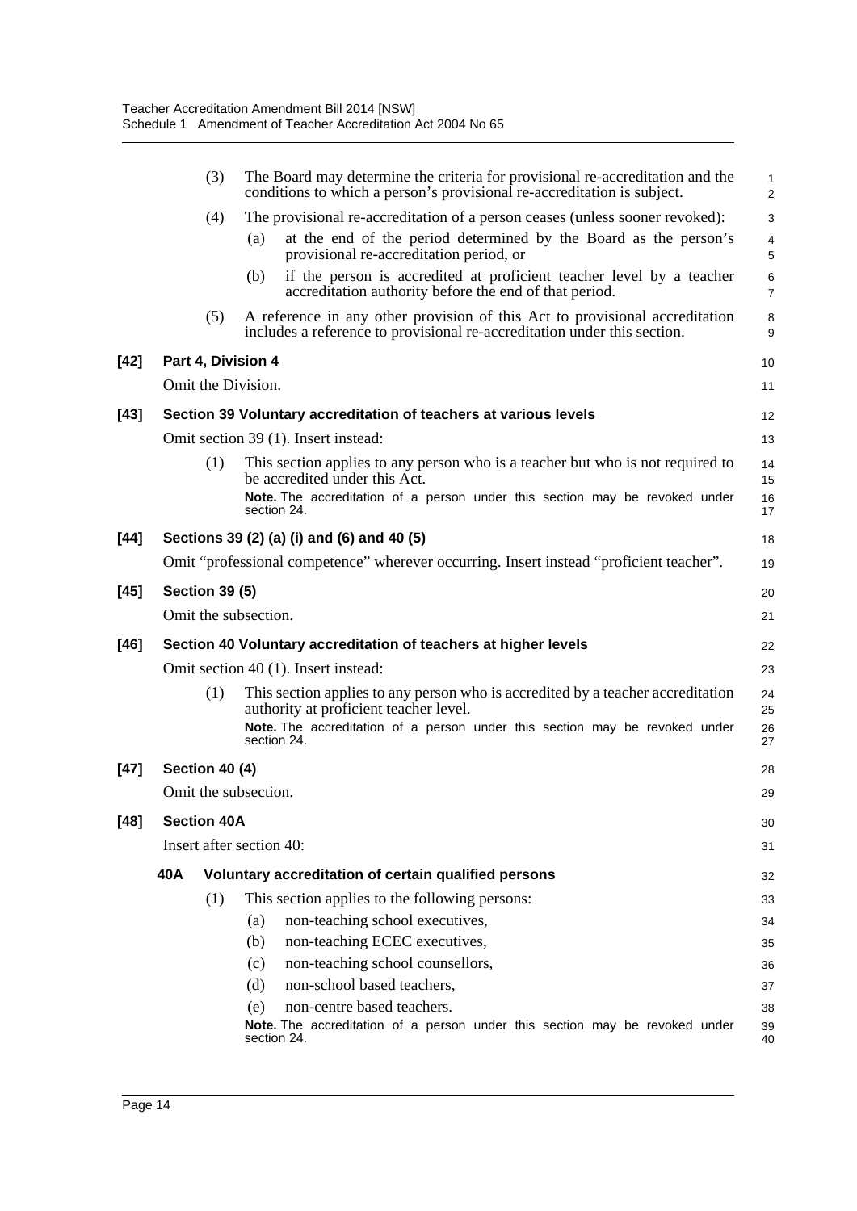(3) The Board may determine the criteria for provisional re-accreditation and the conditions to which a person's provisional re-accreditation is subject.

(4) The provisional re-accreditation of a person ceases (unless sooner revoked):

- (a) at the end of the period determined by the Board as the person's provisional re-accreditation period, or
- (b) if the person is accredited at proficient teacher level by a teacher accreditation authority before the end of that period.

(5) A reference in any other provision of this Act to provisional accreditation includes a reference to provisional re-accreditation under this section.

**[42] Part 4, Division 4**

Omit the Division.

**[43] Section 39 Voluntary accreditation of teachers at various levels**

Omit section 39 (1). Insert instead:

(1) This section applies to any person who is a teacher but who is not required to be accredited under this Act.

**Note.** The accreditation of a person under this section may be revoked under section 24.

**[44] Sections 39 (2) (a) (i) and (6) and 40 (5)**

Omit "professional competence" wherever occurring. Insert instead "proficient teacher".

**[45] Section 39 (5)**

Omit the subsection.

**[46] Section 40 Voluntary accreditation of teachers at higher levels**

Omit section 40 (1). Insert instead:

(1) This section applies to any person who is accredited by a teacher accreditation authority at proficient teacher level.

**Note.** The accreditation of a person under this section may be revoked under section 24.

**[47] Section 40 (4)**

Omit the subsection.

**[48] Section 40A**

Insert after section 40:

**40A Voluntary accreditation of certain qualified persons**

(1) This section applies to the following persons:

- (a) non-teaching school executives,
- (b) non-teaching ECEC executives,
- (c) non-teaching school counsellors,
- (d) non-school based teachers,
- (e) non-centre based teachers.

**Note.** The accreditation of a person under this section may be revoked under section 24.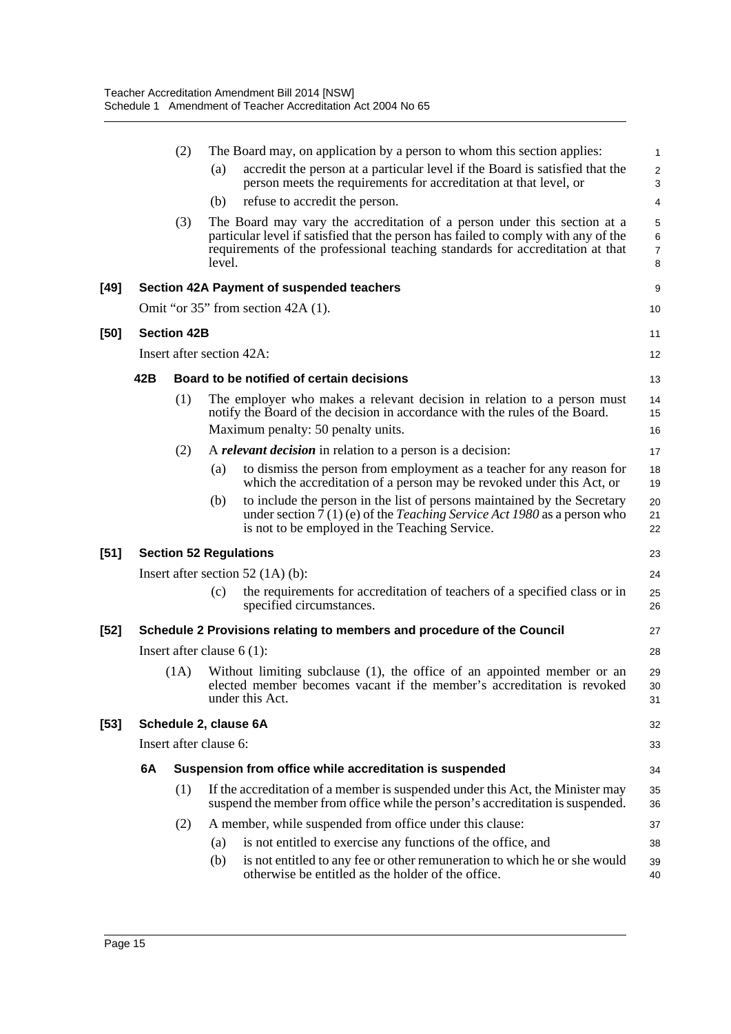(2) The Board may, on application by a person to whom this section applies:

(a) accredit the person at a particular level if the Board is satisfied that the person meets the requirements for accreditation at that level, or

(b) refuse to accredit the person.

(3) The Board may vary the accreditation of a person under this section at a particular level if satisfied that the person has failed to comply with any of the requirements of the professional teaching standards for accreditation at that level.

**[49] Section 42A Payment of suspended teachers**

Omit "or 35" from section 42A (1).

**[50] Section 42B**

Insert after section 42A:

**42B Board to be notified of certain decisions**

(1) The employer who makes a relevant decision in relation to a person must notify the Board of the decision in accordance with the rules of the Board.

Maximum penalty: 50 penalty units.

(2) A ***relevant decision*** in relation to a person is a decision:

(a) to dismiss the person from employment as a teacher for any reason for which the accreditation of a person may be revoked under this Act, or

(b) to include the person in the list of persons maintained by the Secretary under section 7 (1) (e) of the *Teaching Service Act 1980* as a person who is not to be employed in the Teaching Service.

**[51] Section 52 Regulations**

Insert after section 52 (1A) (b):

(c) the requirements for accreditation of teachers of a specified class or in specified circumstances.

**[52] Schedule 2 Provisions relating to members and procedure of the Council**

Insert after clause 6 (1):

(1A) Without limiting subclause (1), the office of an appointed member or an elected member becomes vacant if the member's accreditation is revoked under this Act.

**[53] Schedule 2, clause 6A**

Insert after clause 6:

**6A Suspension from office while accreditation is suspended**

(1) If the accreditation of a member is suspended under this Act, the Minister may suspend the member from office while the person's accreditation is suspended.

(2) A member, while suspended from office under this clause:

(a) is not entitled to exercise any functions of the office, and

(b) is not entitled to any fee or other remuneration to which he or she would otherwise be entitled as the holder of the office.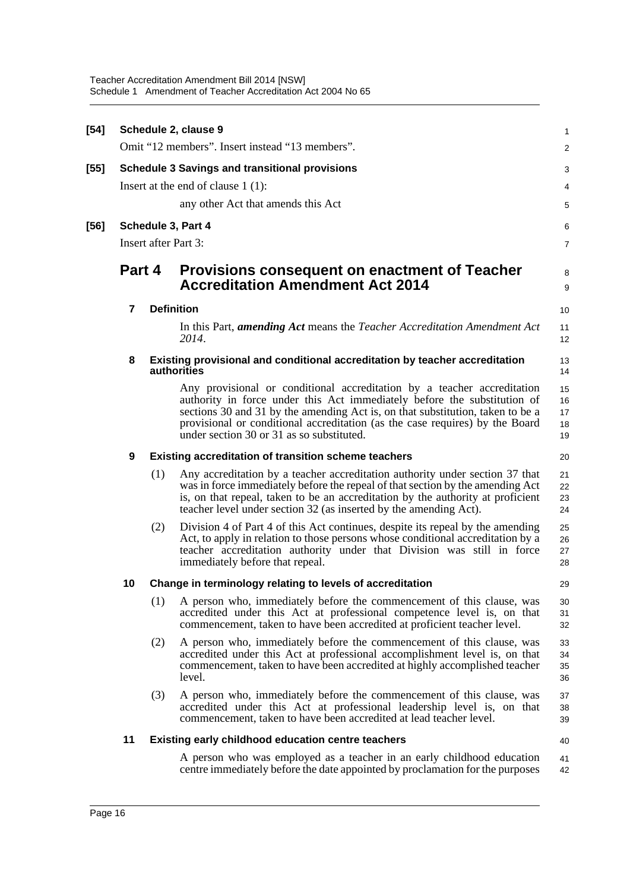**[54] Schedule 2, clause 9**

Omit "12 members". Insert instead "13 members".

**[55] Schedule 3 Savings and transitional provisions**

Insert at the end of clause 1 (1):

any other Act that amends this Act

**[56] Schedule 3, Part 4**

Insert after Part 3:

## Part 4 Provisions consequent on enactment of Teacher Accreditation Amendment Act 2014

### 7 Definition

In this Part, ***amending Act*** means the *Teacher Accreditation Amendment Act 2014*.

### 8 Existing provisional and conditional accreditation by teacher accreditation authorities

Any provisional or conditional accreditation by a teacher accreditation authority in force under this Act immediately before the substitution of sections 30 and 31 by the amending Act is, on that substitution, taken to be a provisional or conditional accreditation (as the case requires) by the Board under section 30 or 31 as so substituted.

### 9 Existing accreditation of transition scheme teachers

(1) Any accreditation by a teacher accreditation authority under section 37 that was in force immediately before the repeal of that section by the amending Act is, on that repeal, taken to be an accreditation by the authority at proficient teacher level under section 32 (as inserted by the amending Act).

(2) Division 4 of Part 4 of this Act continues, despite its repeal by the amending Act, to apply in relation to those persons whose conditional accreditation by a teacher accreditation authority under that Division was still in force immediately before that repeal.

### 10 Change in terminology relating to levels of accreditation

(1) A person who, immediately before the commencement of this clause, was accredited under this Act at professional competence level is, on that commencement, taken to have been accredited at proficient teacher level.

(2) A person who, immediately before the commencement of this clause, was accredited under this Act at professional accomplishment level is, on that commencement, taken to have been accredited at highly accomplished teacher level.

(3) A person who, immediately before the commencement of this clause, was accredited under this Act at professional leadership level is, on that commencement, taken to have been accredited at lead teacher level.

### 11 Existing early childhood education centre teachers

A person who was employed as a teacher in an early childhood education centre immediately before the date appointed by proclamation for the purposes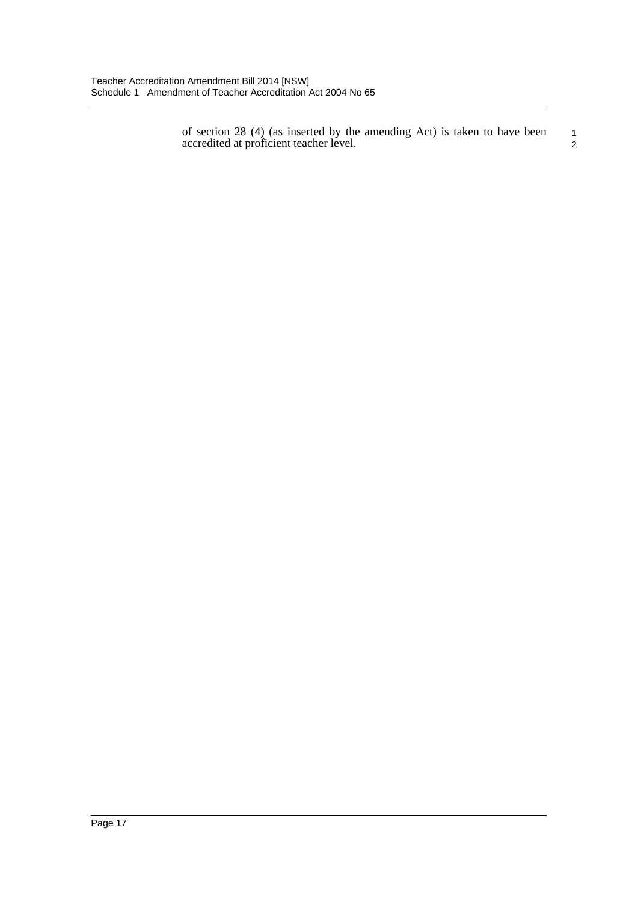of section 28 (4) (as inserted by the amending Act) is taken to have been accredited at proficient teacher level.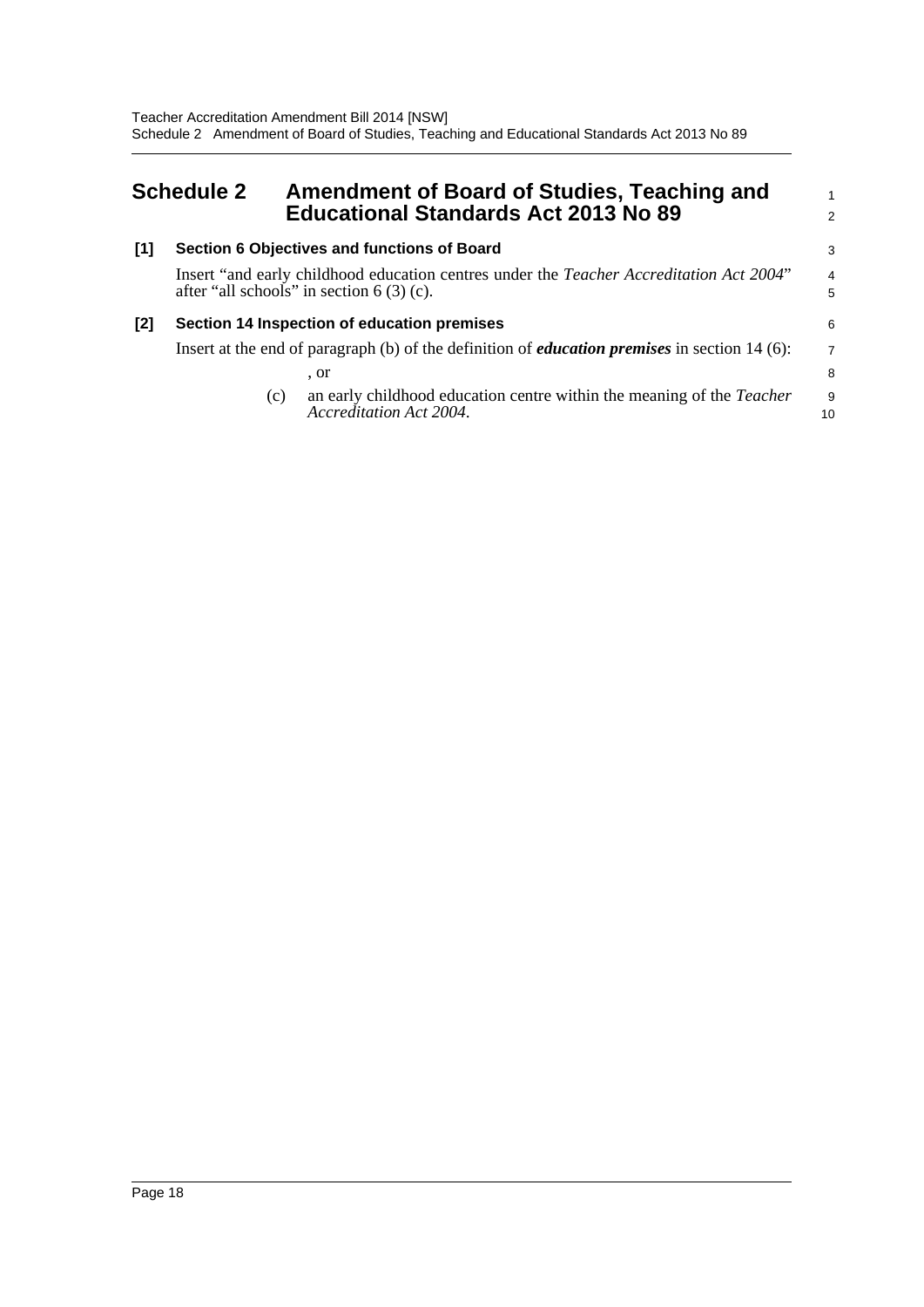## Schedule 2 Amendment of Board of Studies, Teaching and Educational Standards Act 2013 No 89

**[1] Section 6 Objectives and functions of Board**

Insert "and early childhood education centres under the *Teacher Accreditation Act 2004*" after "all schools" in section 6 (3) (c).

**[2] Section 14 Inspection of education premises**

Insert at the end of paragraph (b) of the definition of ***education premises*** in section 14 (6):

, or

(c) an early childhood education centre within the meaning of the *Teacher Accreditation Act 2004*.